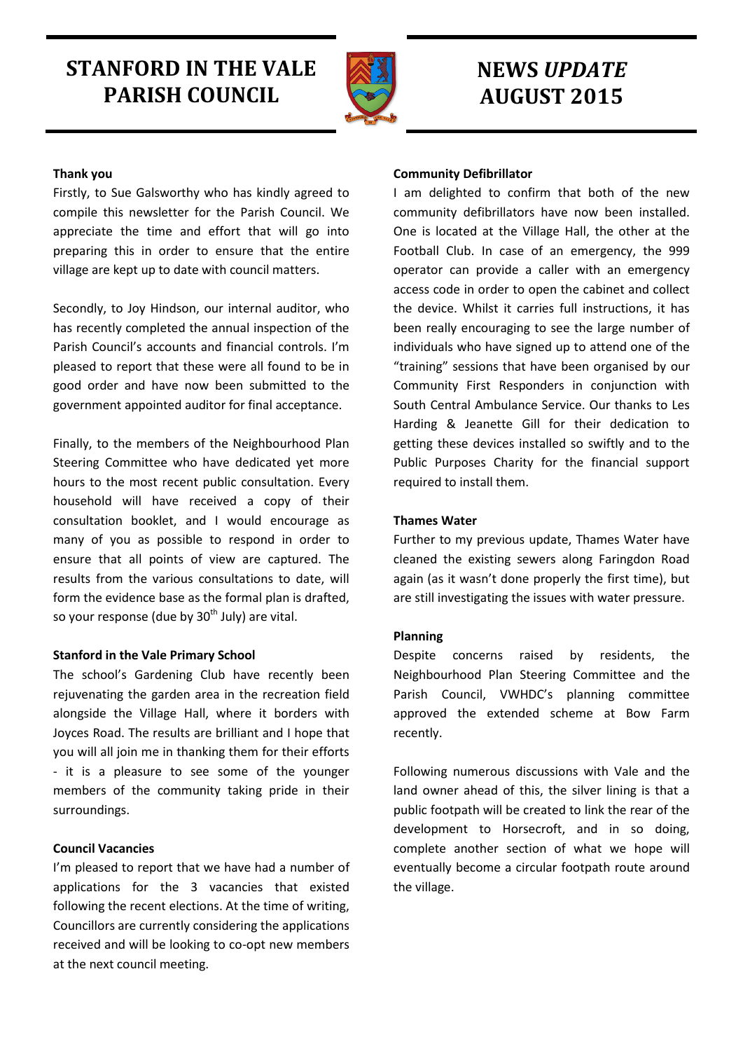# STANFORD IN THE VALE PARISH COUNCIL

# NEWS *UPDATE* AUGUST 2015

**Thank you**

Firstly, to Sue Galsworthy who has kindly agreed to compile this newsletter for the Parish Council. We appreciate the time and effort that will go into preparing this in order to ensure that the entire village are kept up to date with council matters.

Secondly, to Joy Hindson, our internal auditor, who has recently completed the annual inspection of the Parish Council's accounts and financial controls. I'm pleased to report that these were all found to be in good order and have now been submitted to the government appointed auditor for final acceptance.

Finally, to the members of the Neighbourhood Plan Steering Committee who have dedicated yet more hours to the most recent public consultation. Every household will have received a copy of their consultation booklet, and I would encourage as many of you as possible to respond in order to ensure that all points of view are captured. The results from the various consultations to date, will form the evidence base as the formal plan is drafted, so your response (due by 30th July) are vital.

**Stanford in the Vale Primary School**

The school's Gardening Club have recently been rejuvenating the garden area in the recreation field alongside the Village Hall, where it borders with Joyces Road. The results are brilliant and I hope that you will all join me in thanking them for their efforts - it is a pleasure to see some of the younger members of the community taking pride in their surroundings.

**Council Vacancies**

I'm pleased to report that we have had a number of applications for the 3 vacancies that existed following the recent elections. At the time of writing, Councillors are currently considering the applications received and will be looking to co-opt new members at the next council meeting.

**Community Defibrillator**

I am delighted to confirm that both of the new community defibrillators have now been installed. One is located at the Village Hall, the other at the Football Club. In case of an emergency, the 999 operator can provide a caller with an emergency access code in order to open the cabinet and collect the device. Whilst it carries full instructions, it has been really encouraging to see the large number of individuals who have signed up to attend one of the "training" sessions that have been organised by our Community First Responders in conjunction with South Central Ambulance Service. Our thanks to Les Harding & Jeanette Gill for their dedication to getting these devices installed so swiftly and to the Public Purposes Charity for the financial support required to install them.

**Thames Water**

Further to my previous update, Thames Water have cleaned the existing sewers along Faringdon Road again (as it wasn't done properly the first time), but are still investigating the issues with water pressure.

**Planning**

Despite concerns raised by residents, the Neighbourhood Plan Steering Committee and the Parish Council, VWHDC's planning committee approved the extended scheme at Bow Farm recently.

Following numerous discussions with Vale and the land owner ahead of this, the silver lining is that a public footpath will be created to link the rear of the development to Horsecroft, and in so doing, complete another section of what we hope will eventually become a circular footpath route around the village.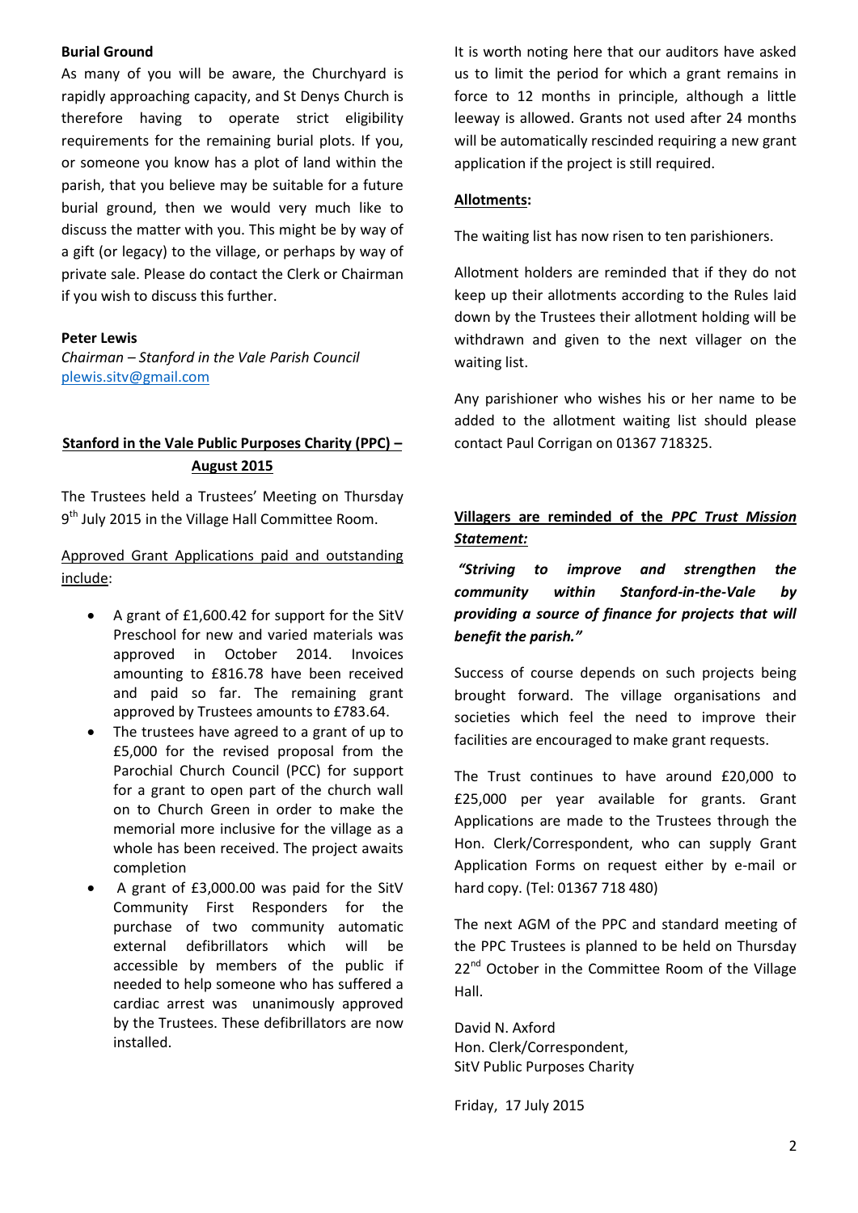**Burial Ground**

As many of you will be aware, the Churchyard is rapidly approaching capacity, and St Denys Church is therefore having to operate strict eligibility requirements for the remaining burial plots. If you, or someone you know has a plot of land within the parish, that you believe may be suitable for a future burial ground, then we would very much like to discuss the matter with you. This might be by way of a gift (or legacy) to the village, or perhaps by way of private sale. Please do contact the Clerk or Chairman if you wish to discuss this further.

**Peter Lewis**
*Chairman – Stanford in the Vale Parish Council*
plewis.sitv@gmail.com

## Stanford in the Vale Public Purposes Charity (PPC) – August 2015

The Trustees held a Trustees' Meeting on Thursday 9th July 2015 in the Village Hall Committee Room.

Approved Grant Applications paid and outstanding include:

- A grant of £1,600.42 for support for the SitV Preschool for new and varied materials was approved in October 2014. Invoices amounting to £816.78 have been received and paid so far. The remaining grant approved by Trustees amounts to £783.64.
- The trustees have agreed to a grant of up to £5,000 for the revised proposal from the Parochial Church Council (PCC) for support for a grant to open part of the church wall on to Church Green in order to make the memorial more inclusive for the village as a whole has been received. The project awaits completion
- A grant of £3,000.00 was paid for the SitV Community First Responders for the purchase of two community automatic external defibrillators which will be accessible by members of the public if needed to help someone who has suffered a cardiac arrest was unanimously approved by the Trustees. These defibrillators are now installed.

It is worth noting here that our auditors have asked us to limit the period for which a grant remains in force to 12 months in principle, although a little leeway is allowed. Grants not used after 24 months will be automatically rescinded requiring a new grant application if the project is still required.

**Allotments:**

The waiting list has now risen to ten parishioners.

Allotment holders are reminded that if they do not keep up their allotments according to the Rules laid down by the Trustees their allotment holding will be withdrawn and given to the next villager on the waiting list.

Any parishioner who wishes his or her name to be added to the allotment waiting list should please contact Paul Corrigan on 01367 718325.

**Villagers are reminded of the *PPC Trust Mission Statement:***

***"Striving to improve and strengthen the community within Stanford-in-the-Vale by providing a source of finance for projects that will benefit the parish."***

Success of course depends on such projects being brought forward. The village organisations and societies which feel the need to improve their facilities are encouraged to make grant requests.

The Trust continues to have around £20,000 to £25,000 per year available for grants. Grant Applications are made to the Trustees through the Hon. Clerk/Correspondent, who can supply Grant Application Forms on request either by e-mail or hard copy. (Tel: 01367 718 480)

The next AGM of the PPC and standard meeting of the PPC Trustees is planned to be held on Thursday 22nd October in the Committee Room of the Village Hall.

David N. Axford
Hon. Clerk/Correspondent,
SitV Public Purposes Charity

Friday, 17 July 2015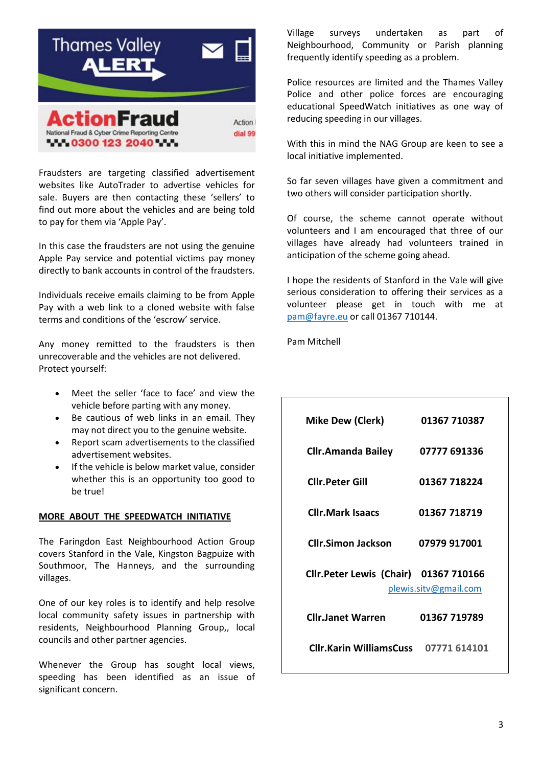Thames Valley ALERT

ActionFraud
National Fraud & Cyber Crime Reporting Centre
0300 123 2040

Fraudsters are targeting classified advertisement websites like AutoTrader to advertise vehicles for sale. Buyers are then contacting these 'sellers' to find out more about the vehicles and are being told to pay for them via 'Apple Pay'.

In this case the fraudsters are not using the genuine Apple Pay service and potential victims pay money directly to bank accounts in control of the fraudsters.

Individuals receive emails claiming to be from Apple Pay with a web link to a cloned website with false terms and conditions of the 'escrow' service.

Any money remitted to the fraudsters is then unrecoverable and the vehicles are not delivered.
Protect yourself:

- Meet the seller 'face to face' and view the vehicle before parting with any money.
- Be cautious of web links in an email. They may not direct you to the genuine website.
- Report scam advertisements to the classified advertisement websites.
- If the vehicle is below market value, consider whether this is an opportunity too good to be true!

## MORE ABOUT THE SPEEDWATCH INITIATIVE

The Faringdon East Neighbourhood Action Group covers Stanford in the Vale, Kingston Bagpuize with Southmoor, The Hanneys, and the surrounding villages.

One of our key roles is to identify and help resolve local community safety issues in partnership with residents, Neighbourhood Planning Group,, local councils and other partner agencies.

Whenever the Group has sought local views, speeding has been identified as an issue of significant concern.

Village surveys undertaken as part of Neighbourhood, Community or Parish planning frequently identify speeding as a problem.

Police resources are limited and the Thames Valley Police and other police forces are encouraging educational SpeedWatch initiatives as one way of reducing speeding in our villages.

With this in mind the NAG Group are keen to see a local initiative implemented.

So far seven villages have given a commitment and two others will consider participation shortly.

Of course, the scheme cannot operate without volunteers and I am encouraged that three of our villages have already had volunteers trained in anticipation of the scheme going ahead.

I hope the residents of Stanford in the Vale will give serious consideration to offering their services as a volunteer please get in touch with me at pam@fayre.eu or call 01367 710144.

Pam Mitchell

| | |
|---|---|
| **Mike Dew (Clerk)** | **01367 710387** |
| **Cllr.Amanda Bailey** | **07777 691336** |
| **Cllr.Peter Gill** | **01367 718224** |
| **Cllr.Mark Isaacs** | **01367 718719** |
| **Cllr.Simon Jackson** | **07979 917001** |
| **Cllr.Peter Lewis (Chair)** | **01367 710166** plewis.sitv@gmail.com |
| **Cllr.Janet Warren** | **01367 719789** |
| **Cllr.Karin WilliamsCuss** | **07771 614101** |